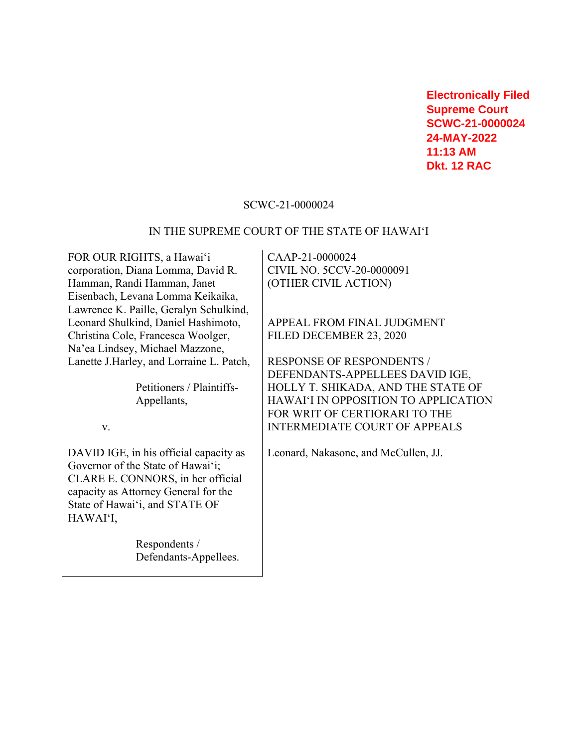Electronically Filed
Supreme Court
SCWC-21-0000024
24-MAY-2022
11:13 AM
Dkt. 12 RAC

SCWC-21-0000024

IN THE SUPREME COURT OF THE STATE OF HAWAI‘I

| | |
|---|---|
| FOR OUR RIGHTS, a Hawai‘i corporation, Diana Lomma, David R. Hamman, Randi Hamman, Janet Eisenbach, Levana Lomma Keikaika, Lawrence K. Paille, Geralyn Schulkind, Leonard Shulkind, Daniel Hashimoto, Christina Cole, Francesca Woolger, Na'ea Lindsey, Michael Mazzone, Lanette J.Harley, and Lorraine L. Patch,<br><br>Petitioners / Plaintiffs-Appellants,<br><br>v.<br><br>DAVID IGE, in his official capacity as Governor of the State of Hawai‘i; CLARE E. CONNORS, in her official capacity as Attorney General for the State of Hawai‘i, and STATE OF HAWAI‘I,<br><br>Respondents / Defendants-Appellees. | CAAP-21-0000024<br>CIVIL NO. 5CCV-20-0000091<br>(OTHER CIVIL ACTION)<br><br>APPEAL FROM FINAL JUDGMENT FILED DECEMBER 23, 2020<br><br>RESPONSE OF RESPONDENTS / DEFENDANTS-APPELLEES DAVID IGE, HOLLY T. SHIKADA, AND THE STATE OF HAWAI‘I IN OPPOSITION TO APPLICATION FOR WRIT OF CERTIORARI TO THE INTERMEDIATE COURT OF APPEALS<br><br>Leonard, Nakasone, and McCullen, JJ. |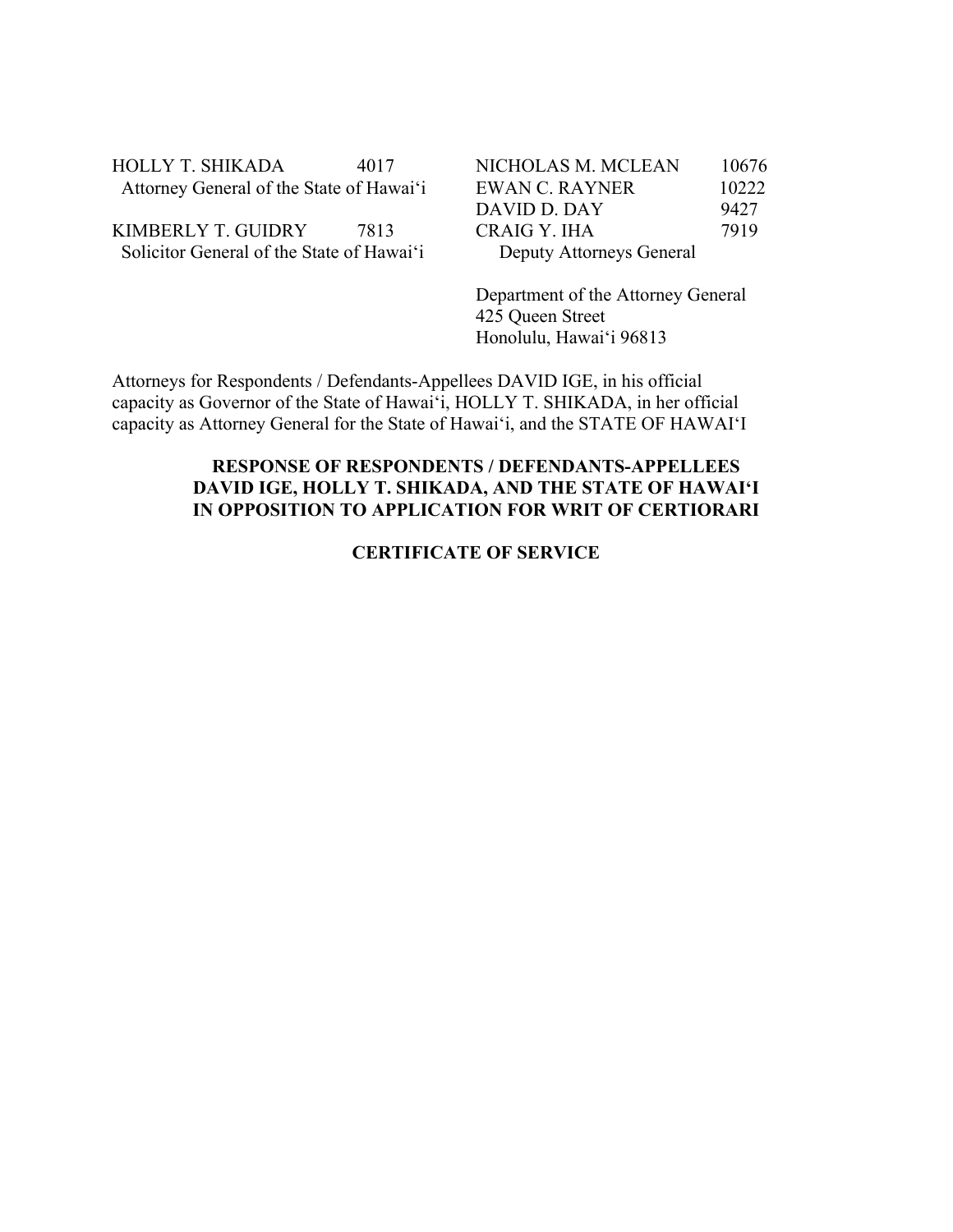HOLLY T. SHIKADA 4017
Attorney General of the State of Hawaiʻi

KIMBERLY T. GUIDRY 7813
Solicitor General of the State of Hawaiʻi

NICHOLAS M. MCLEAN 10676
EWAN C. RAYNER 10222
DAVID D. DAY 9427
CRAIG Y. IHA 7919
Deputy Attorneys General

Department of the Attorney General
425 Queen Street
Honolulu, Hawaiʻi 96813

Attorneys for Respondents / Defendants-Appellees DAVID IGE, in his official capacity as Governor of the State of Hawaiʻi, HOLLY T. SHIKADA, in her official capacity as Attorney General for the State of Hawaiʻi, and the STATE OF HAWAIʻI

**RESPONSE OF RESPONDENTS / DEFENDANTS-APPELLEES DAVID IGE, HOLLY T. SHIKADA, AND THE STATE OF HAWAIʻI IN OPPOSITION TO APPLICATION FOR WRIT OF CERTIORARI**

**CERTIFICATE OF SERVICE**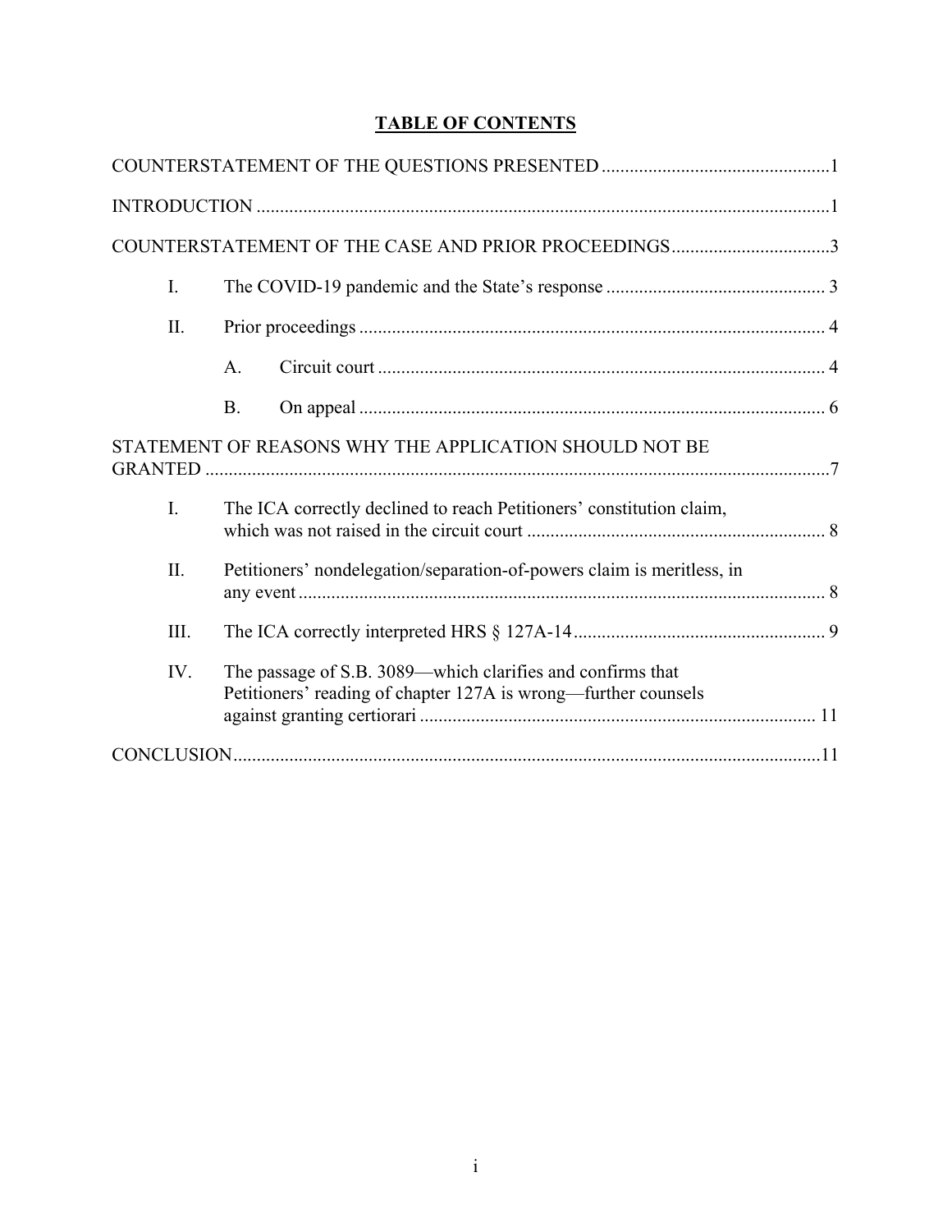# TABLE OF CONTENTS

COUNTERSTATEMENT OF THE QUESTIONS PRESENTED ..... 1

INTRODUCTION ..... 1

COUNTERSTATEMENT OF THE CASE AND PRIOR PROCEEDINGS ..... 3

- I. The COVID-19 pandemic and the State's response ..... 3
- II. Prior proceedings ..... 4
  - A. Circuit court ..... 4
  - B. On appeal ..... 6

STATEMENT OF REASONS WHY THE APPLICATION SHOULD NOT BE GRANTED ..... 7

- I. The ICA correctly declined to reach Petitioners' constitution claim, which was not raised in the circuit court ..... 8
- II. Petitioners' nondelegation/separation-of-powers claim is meritless, in any event ..... 8
- III. The ICA correctly interpreted HRS § 127A-14 ..... 9
- IV. The passage of S.B. 3089—which clarifies and confirms that Petitioners' reading of chapter 127A is wrong—further counsels against granting certiorari ..... 11

CONCLUSION ..... 11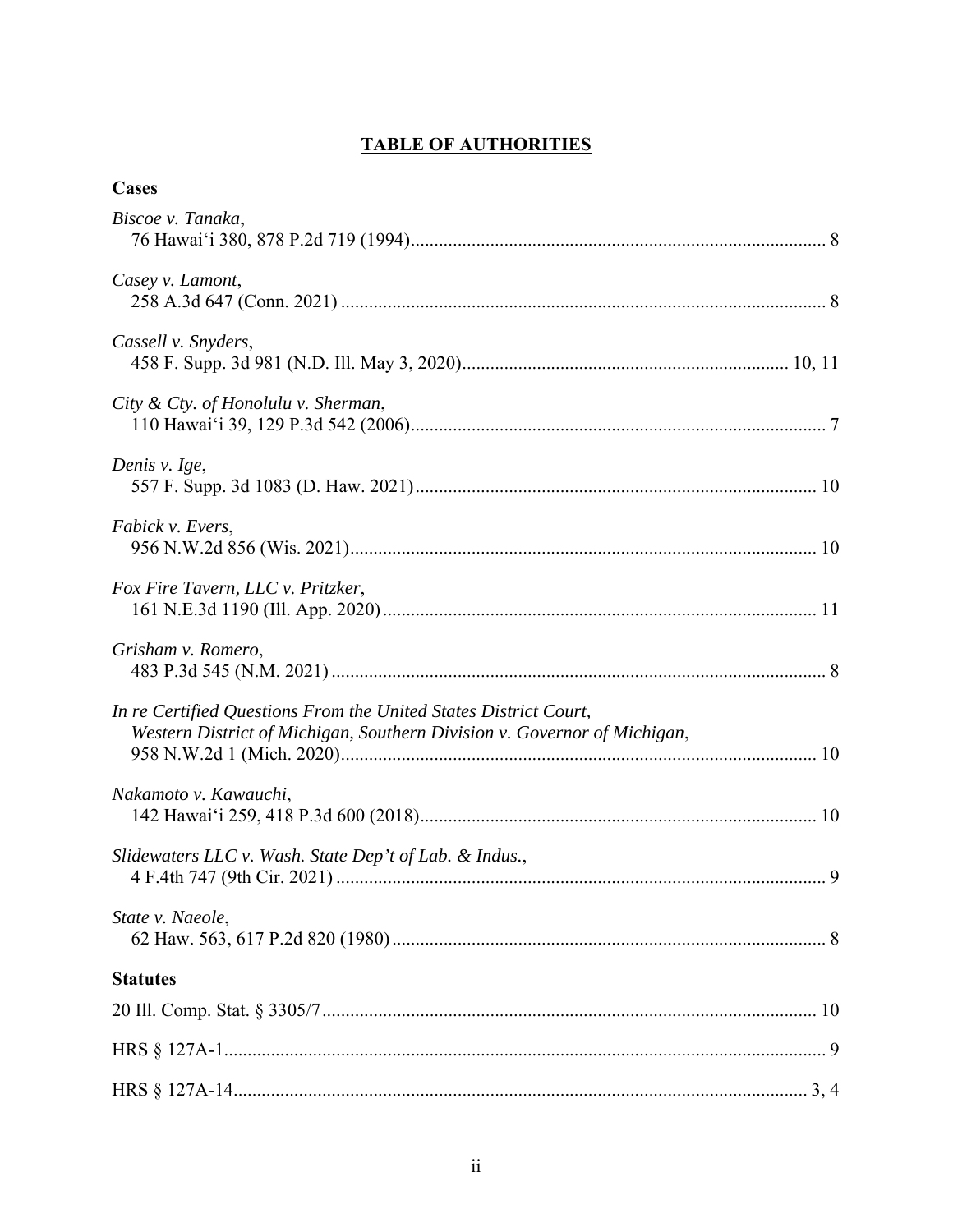# **TABLE OF AUTHORITIES**

## Cases

*Biscoe v. Tanaka*,
76 Hawai'i 380, 878 P.2d 719 (1994) ........................................................ 8

*Casey v. Lamont*,
258 A.3d 647 (Conn. 2021) ........................................................ 8

*Cassell v. Snyders*,
458 F. Supp. 3d 981 (N.D. Ill. May 3, 2020) ........................................................ 10, 11

*City & Cty. of Honolulu v. Sherman*,
110 Hawai'i 39, 129 P.3d 542 (2006) ........................................................ 7

*Denis v. Ige*,
557 F. Supp. 3d 1083 (D. Haw. 2021) ........................................................ 10

*Fabick v. Evers*,
956 N.W.2d 856 (Wis. 2021) ........................................................ 10

*Fox Fire Tavern, LLC v. Pritzker*,
161 N.E.3d 1190 (Ill. App. 2020) ........................................................ 11

*Grisham v. Romero*,
483 P.3d 545 (N.M. 2021) ........................................................ 8

*In re Certified Questions From the United States District Court, Western District of Michigan, Southern Division v. Governor of Michigan*,
958 N.W.2d 1 (Mich. 2020) ........................................................ 10

*Nakamoto v. Kawauchi*,
142 Hawai'i 259, 418 P.3d 600 (2018) ........................................................ 10

*Slidewaters LLC v. Wash. State Dep't of Lab. & Indus.*,
4 F.4th 747 (9th Cir. 2021) ........................................................ 9

*State v. Naeole*,
62 Haw. 563, 617 P.2d 820 (1980) ........................................................ 8

## Statutes

20 Ill. Comp. Stat. § 3305/7 ........................................................ 10

HRS § 127A-1 ........................................................ 9

HRS § 127A-14 ........................................................ 3, 4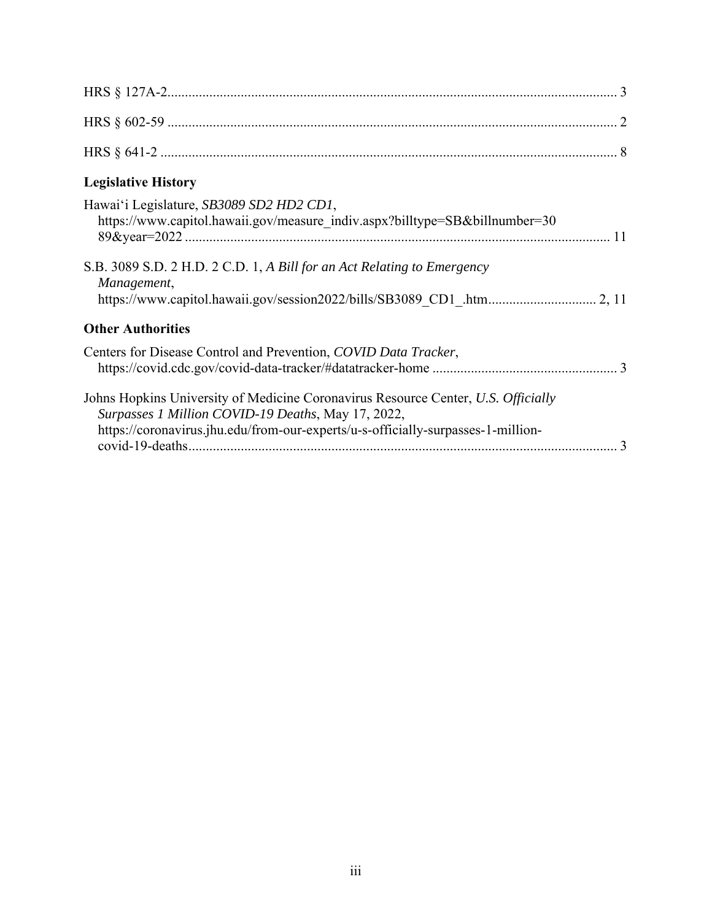HRS § 127A-2 ................................................................................................................................ 3

HRS § 602-59 ............................................................................................................................... 2

HRS § 641-2 ................................................................................................................................. 8

### Legislative History

Hawaiʻi Legislature, *SB3089 SD2 HD2 CD1*, https://www.capitol.hawaii.gov/measure_indiv.aspx?billtype=SB&billnumber=3089&year=2022 ........................................................................................................................ 11

S.B. 3089 S.D. 2 H.D. 2 C.D. 1, *A Bill for an Act Relating to Emergency Management*, https://www.capitol.hawaii.gov/session2022/bills/SB3089_CD1_.htm.............................. 2, 11

### Other Authorities

Centers for Disease Control and Prevention, *COVID Data Tracker*, https://covid.cdc.gov/covid-data-tracker/#datatracker-home ..................................................... 3

Johns Hopkins University of Medicine Coronavirus Resource Center, *U.S. Officially Surpasses 1 Million COVID-19 Deaths*, May 17, 2022, https://coronavirus.jhu.edu/from-our-experts/u-s-officially-surpasses-1-million-covid-19-deaths........................................................................................................................ 3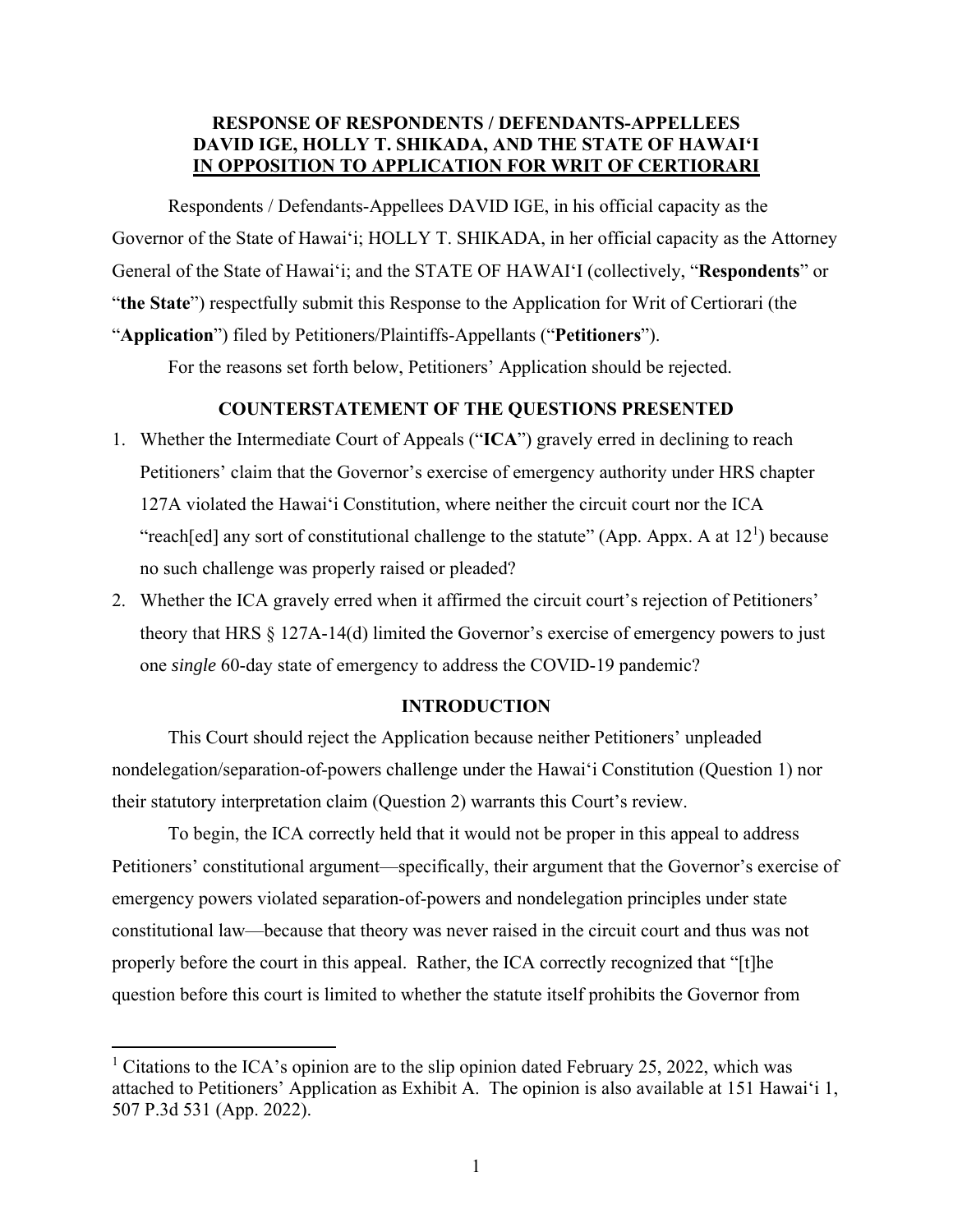**RESPONSE OF RESPONDENTS / DEFENDANTS-APPELLEES DAVID IGE, HOLLY T. SHIKADA, AND THE STATE OF HAWAIʻI IN OPPOSITION TO APPLICATION FOR WRIT OF CERTIORARI**

Respondents / Defendants-Appellees DAVID IGE, in his official capacity as the Governor of the State of Hawaiʻi; HOLLY T. SHIKADA, in her official capacity as the Attorney General of the State of Hawaiʻi; and the STATE OF HAWAIʻI (collectively, "**Respondents**" or "**the State**") respectfully submit this Response to the Application for Writ of Certiorari (the "**Application**") filed by Petitioners/Plaintiffs-Appellants ("**Petitioners**").

For the reasons set forth below, Petitioners' Application should be rejected.

## COUNTERSTATEMENT OF THE QUESTIONS PRESENTED

1. Whether the Intermediate Court of Appeals ("**ICA**") gravely erred in declining to reach Petitioners' claim that the Governor's exercise of emergency authority under HRS chapter 127A violated the Hawaiʻi Constitution, where neither the circuit court nor the ICA "reach[ed] any sort of constitutional challenge to the statute" (App. Appx. A at 12[1]) because no such challenge was properly raised or pleaded?
2. Whether the ICA gravely erred when it affirmed the circuit court's rejection of Petitioners' theory that HRS § 127A-14(d) limited the Governor's exercise of emergency powers to just one *single* 60-day state of emergency to address the COVID-19 pandemic?

## INTRODUCTION

This Court should reject the Application because neither Petitioners' unpleaded nondelegation/separation-of-powers challenge under the Hawaiʻi Constitution (Question 1) nor their statutory interpretation claim (Question 2) warrants this Court's review.

To begin, the ICA correctly held that it would not be proper in this appeal to address Petitioners' constitutional argument—specifically, their argument that the Governor's exercise of emergency powers violated separation-of-powers and nondelegation principles under state constitutional law—because that theory was never raised in the circuit court and thus was not properly before the court in this appeal. Rather, the ICA correctly recognized that "[t]he question before this court is limited to whether the statute itself prohibits the Governor from

[1] Citations to the ICA's opinion are to the slip opinion dated February 25, 2022, which was attached to Petitioners' Application as Exhibit A. The opinion is also available at 151 Hawaiʻi 1, 507 P.3d 531 (App. 2022).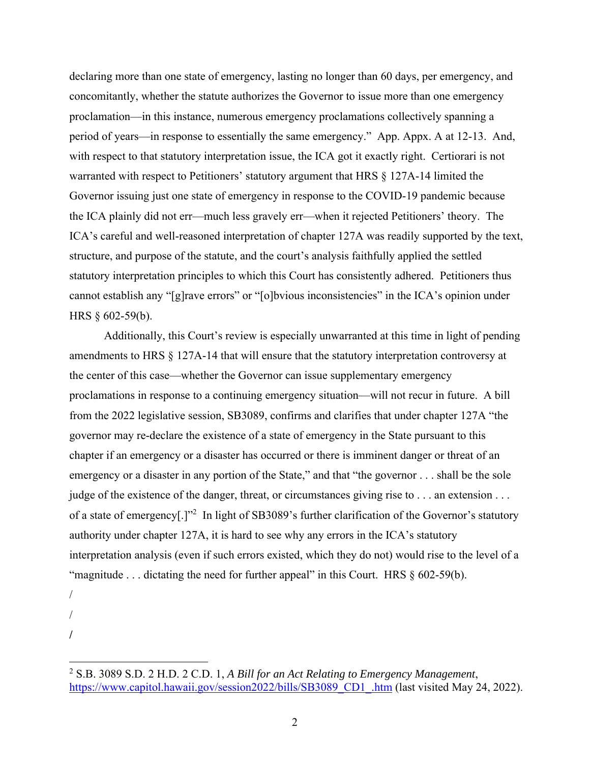declaring more than one state of emergency, lasting no longer than 60 days, per emergency, and concomitantly, whether the statute authorizes the Governor to issue more than one emergency proclamation—in this instance, numerous emergency proclamations collectively spanning a period of years—in response to essentially the same emergency." App. Appx. A at 12-13. And, with respect to that statutory interpretation issue, the ICA got it exactly right. Certiorari is not warranted with respect to Petitioners' statutory argument that HRS § 127A-14 limited the Governor issuing just one state of emergency in response to the COVID-19 pandemic because the ICA plainly did not err—much less gravely err—when it rejected Petitioners' theory. The ICA's careful and well-reasoned interpretation of chapter 127A was readily supported by the text, structure, and purpose of the statute, and the court's analysis faithfully applied the settled statutory interpretation principles to which this Court has consistently adhered. Petitioners thus cannot establish any "[g]rave errors" or "[o]bvious inconsistencies" in the ICA's opinion under HRS § 602-59(b).

Additionally, this Court's review is especially unwarranted at this time in light of pending amendments to HRS § 127A-14 that will ensure that the statutory interpretation controversy at the center of this case—whether the Governor can issue supplementary emergency proclamations in response to a continuing emergency situation—will not recur in future. A bill from the 2022 legislative session, SB3089, confirms and clarifies that under chapter 127A "the governor may re-declare the existence of a state of emergency in the State pursuant to this chapter if an emergency or a disaster has occurred or there is imminent danger or threat of an emergency or a disaster in any portion of the State," and that "the governor . . . shall be the sole judge of the existence of the danger, threat, or circumstances giving rise to . . . an extension . . . of a state of emergency[.]"[2] In light of SB3089's further clarification of the Governor's statutory authority under chapter 127A, it is hard to see why any errors in the ICA's statutory interpretation analysis (even if such errors existed, which they do not) would rise to the level of a "magnitude . . . dictating the need for further appeal" in this Court. HRS § 602-59(b).

/

/

/

[2] S.B. 3089 S.D. 2 H.D. 2 C.D. 1, *A Bill for an Act Relating to Emergency Management*, https://www.capitol.hawaii.gov/session2022/bills/SB3089_CD1_.htm (last visited May 24, 2022).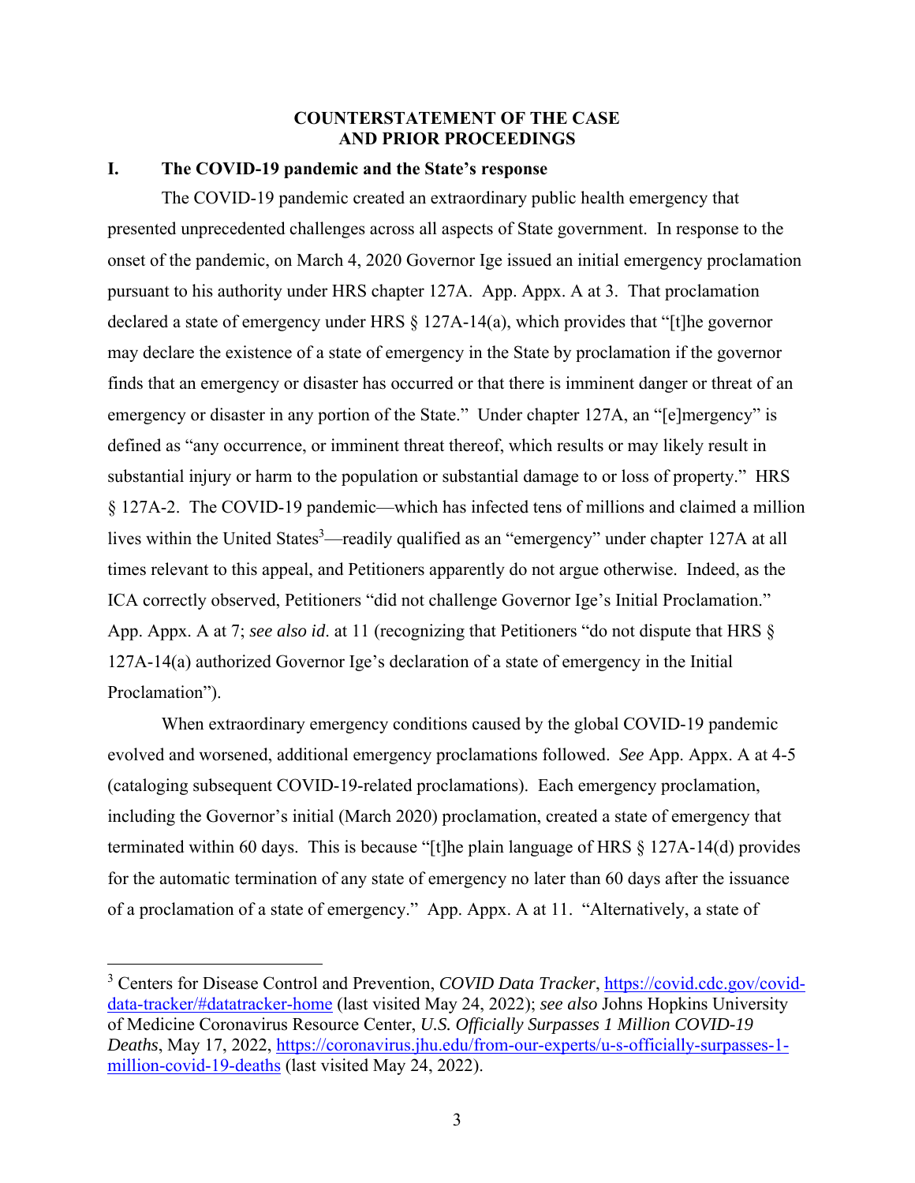## COUNTERSTATEMENT OF THE CASE AND PRIOR PROCEEDINGS

### I. The COVID-19 pandemic and the State's response

The COVID-19 pandemic created an extraordinary public health emergency that presented unprecedented challenges across all aspects of State government. In response to the onset of the pandemic, on March 4, 2020 Governor Ige issued an initial emergency proclamation pursuant to his authority under HRS chapter 127A. App. Appx. A at 3. That proclamation declared a state of emergency under HRS § 127A-14(a), which provides that "[t]he governor may declare the existence of a state of emergency in the State by proclamation if the governor finds that an emergency or disaster has occurred or that there is imminent danger or threat of an emergency or disaster in any portion of the State." Under chapter 127A, an "[e]mergency" is defined as "any occurrence, or imminent threat thereof, which results or may likely result in substantial injury or harm to the population or substantial damage to or loss of property." HRS § 127A-2. The COVID-19 pandemic—which has infected tens of millions and claimed a million lives within the United States[3]—readily qualified as an "emergency" under chapter 127A at all times relevant to this appeal, and Petitioners apparently do not argue otherwise. Indeed, as the ICA correctly observed, Petitioners "did not challenge Governor Ige's Initial Proclamation." App. Appx. A at 7; *see also id*. at 11 (recognizing that Petitioners "do not dispute that HRS § 127A-14(a) authorized Governor Ige's declaration of a state of emergency in the Initial Proclamation").

When extraordinary emergency conditions caused by the global COVID-19 pandemic evolved and worsened, additional emergency proclamations followed. *See* App. Appx. A at 4-5 (cataloging subsequent COVID-19-related proclamations). Each emergency proclamation, including the Governor's initial (March 2020) proclamation, created a state of emergency that terminated within 60 days. This is because "[t]he plain language of HRS § 127A-14(d) provides for the automatic termination of any state of emergency no later than 60 days after the issuance of a proclamation of a state of emergency." App. Appx. A at 11. "Alternatively, a state of

---

[3] Centers for Disease Control and Prevention, *COVID Data Tracker*, https://covid.cdc.gov/covid-data-tracker/#datatracker-home (last visited May 24, 2022); *see also* Johns Hopkins University of Medicine Coronavirus Resource Center, *U.S. Officially Surpasses 1 Million COVID-19 Deaths*, May 17, 2022, https://coronavirus.jhu.edu/from-our-experts/u-s-officially-surpasses-1-million-covid-19-deaths (last visited May 24, 2022).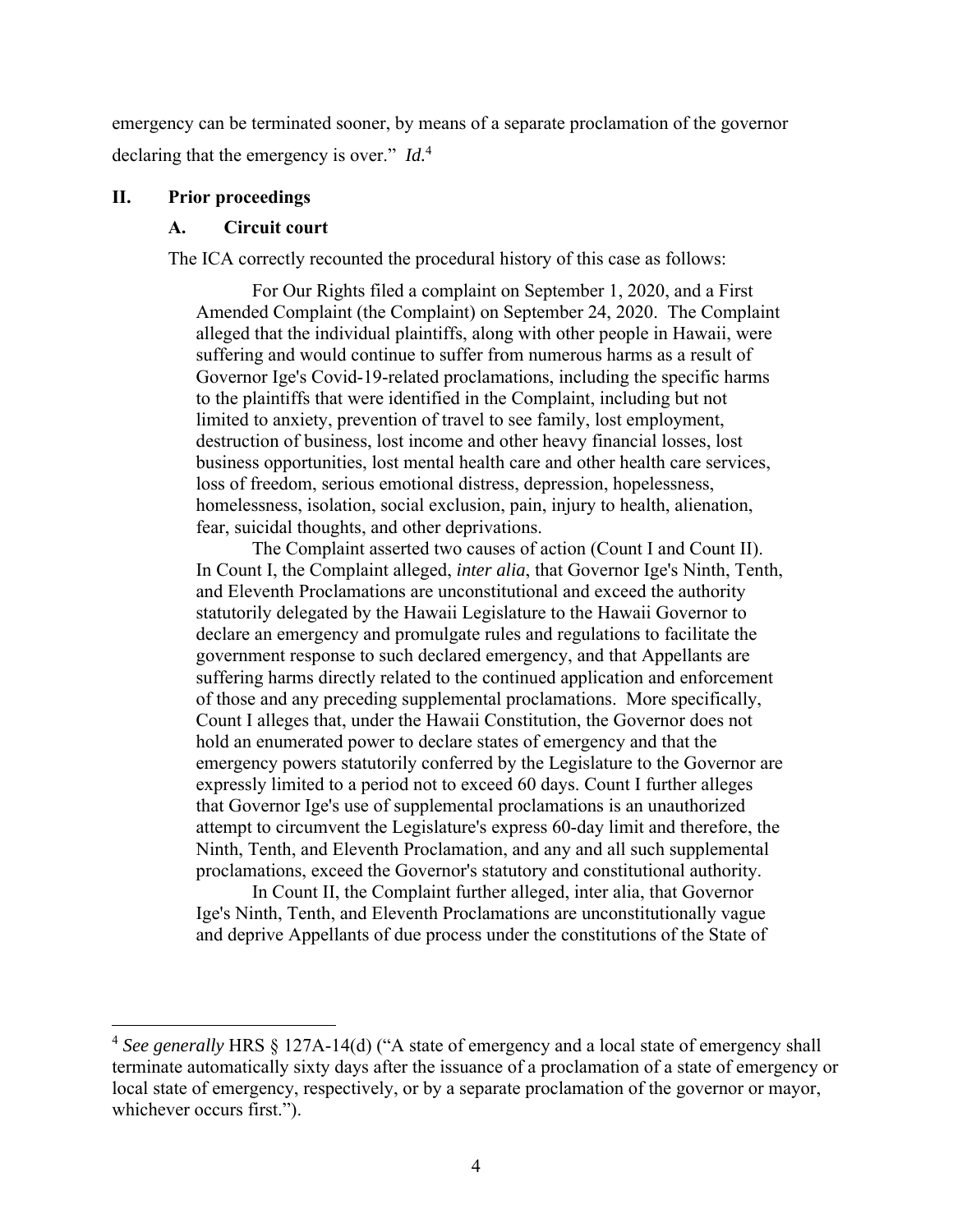emergency can be terminated sooner, by means of a separate proclamation of the governor declaring that the emergency is over." *Id.*[4]

## II. Prior proceedings

### A. Circuit court

The ICA correctly recounted the procedural history of this case as follows:

> For Our Rights filed a complaint on September 1, 2020, and a First Amended Complaint (the Complaint) on September 24, 2020. The Complaint alleged that the individual plaintiffs, along with other people in Hawaii, were suffering and would continue to suffer from numerous harms as a result of Governor Ige's Covid-19-related proclamations, including the specific harms to the plaintiffs that were identified in the Complaint, including but not limited to anxiety, prevention of travel to see family, lost employment, destruction of business, lost income and other heavy financial losses, lost business opportunities, lost mental health care and other health care services, loss of freedom, serious emotional distress, depression, hopelessness, homelessness, isolation, social exclusion, pain, injury to health, alienation, fear, suicidal thoughts, and other deprivations.
>
> The Complaint asserted two causes of action (Count I and Count II). In Count I, the Complaint alleged, *inter alia*, that Governor Ige's Ninth, Tenth, and Eleventh Proclamations are unconstitutional and exceed the authority statutorily delegated by the Hawaii Legislature to the Hawaii Governor to declare an emergency and promulgate rules and regulations to facilitate the government response to such declared emergency, and that Appellants are suffering harms directly related to the continued application and enforcement of those and any preceding supplemental proclamations. More specifically, Count I alleges that, under the Hawaii Constitution, the Governor does not hold an enumerated power to declare states of emergency and that the emergency powers statutorily conferred by the Legislature to the Governor are expressly limited to a period not to exceed 60 days. Count I further alleges that Governor Ige's use of supplemental proclamations is an unauthorized attempt to circumvent the Legislature's express 60-day limit and therefore, the Ninth, Tenth, and Eleventh Proclamation, and any and all such supplemental proclamations, exceed the Governor's statutory and constitutional authority.
>
> In Count II, the Complaint further alleged, inter alia, that Governor Ige's Ninth, Tenth, and Eleventh Proclamations are unconstitutionally vague and deprive Appellants of due process under the constitutions of the State of

---

[4] *See generally* HRS § 127A-14(d) ("A state of emergency and a local state of emergency shall terminate automatically sixty days after the issuance of a proclamation of a state of emergency or local state of emergency, respectively, or by a separate proclamation of the governor or mayor, whichever occurs first.").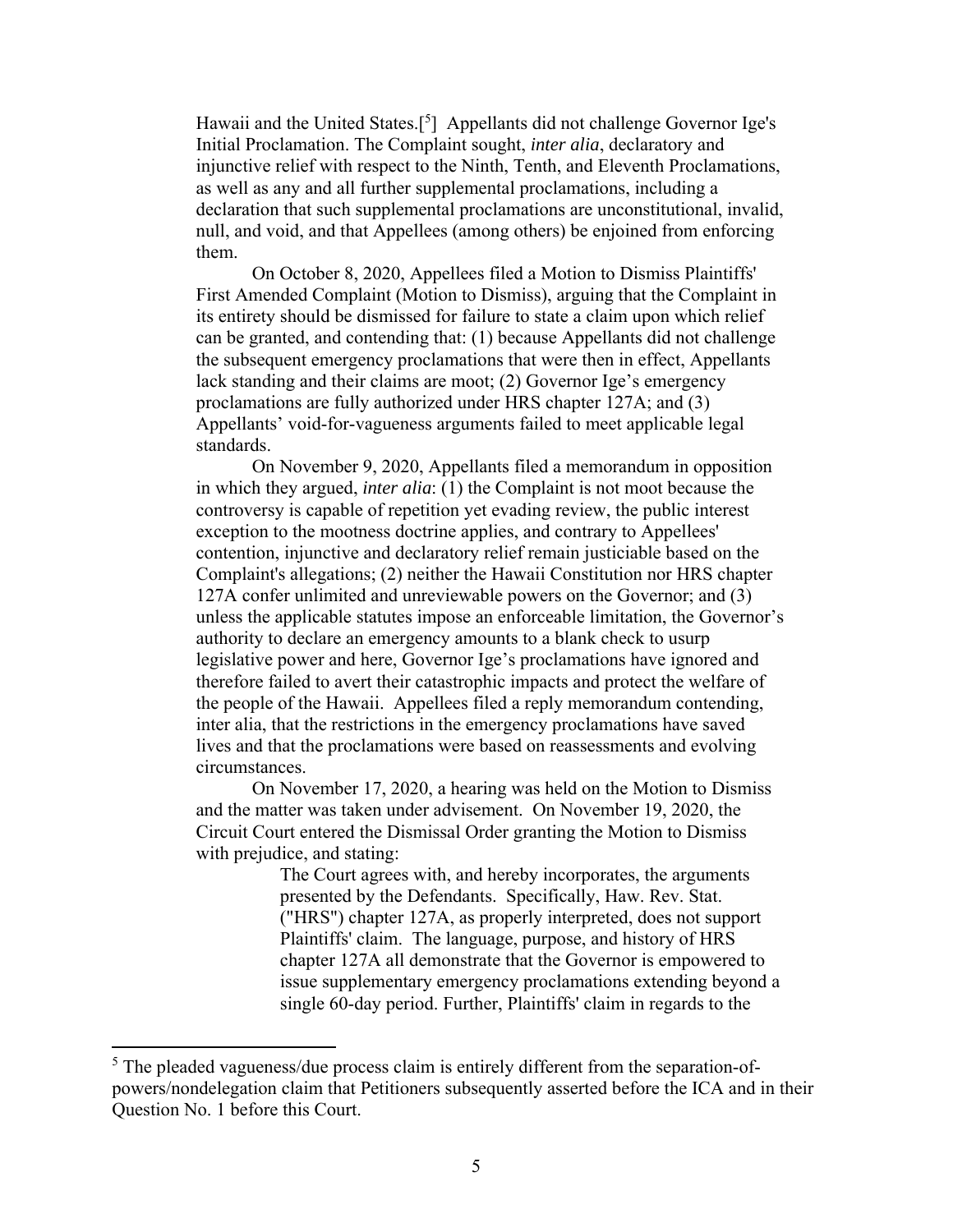Hawaii and the United States.[5] Appellants did not challenge Governor Ige's Initial Proclamation. The Complaint sought, *inter alia*, declaratory and injunctive relief with respect to the Ninth, Tenth, and Eleventh Proclamations, as well as any and all further supplemental proclamations, including a declaration that such supplemental proclamations are unconstitutional, invalid, null, and void, and that Appellees (among others) be enjoined from enforcing them.

On October 8, 2020, Appellees filed a Motion to Dismiss Plaintiffs' First Amended Complaint (Motion to Dismiss), arguing that the Complaint in its entirety should be dismissed for failure to state a claim upon which relief can be granted, and contending that: (1) because Appellants did not challenge the subsequent emergency proclamations that were then in effect, Appellants lack standing and their claims are moot; (2) Governor Ige's emergency proclamations are fully authorized under HRS chapter 127A; and (3) Appellants' void-for-vagueness arguments failed to meet applicable legal standards.

On November 9, 2020, Appellants filed a memorandum in opposition in which they argued, *inter alia*: (1) the Complaint is not moot because the controversy is capable of repetition yet evading review, the public interest exception to the mootness doctrine applies, and contrary to Appellees' contention, injunctive and declaratory relief remain justiciable based on the Complaint's allegations; (2) neither the Hawaii Constitution nor HRS chapter 127A confer unlimited and unreviewable powers on the Governor; and (3) unless the applicable statutes impose an enforceable limitation, the Governor's authority to declare an emergency amounts to a blank check to usurp legislative power and here, Governor Ige's proclamations have ignored and therefore failed to avert their catastrophic impacts and protect the welfare of the people of the Hawaii. Appellees filed a reply memorandum contending, inter alia, that the restrictions in the emergency proclamations have saved lives and that the proclamations were based on reassessments and evolving circumstances.

On November 17, 2020, a hearing was held on the Motion to Dismiss and the matter was taken under advisement. On November 19, 2020, the Circuit Court entered the Dismissal Order granting the Motion to Dismiss with prejudice, and stating:

> The Court agrees with, and hereby incorporates, the arguments presented by the Defendants. Specifically, Haw. Rev. Stat. ("HRS") chapter 127A, as properly interpreted, does not support Plaintiffs' claim. The language, purpose, and history of HRS chapter 127A all demonstrate that the Governor is empowered to issue supplementary emergency proclamations extending beyond a single 60-day period. Further, Plaintiffs' claim in regards to the

[5] The pleaded vagueness/due process claim is entirely different from the separation-of-powers/nondelegation claim that Petitioners subsequently asserted before the ICA and in their Question No. 1 before this Court.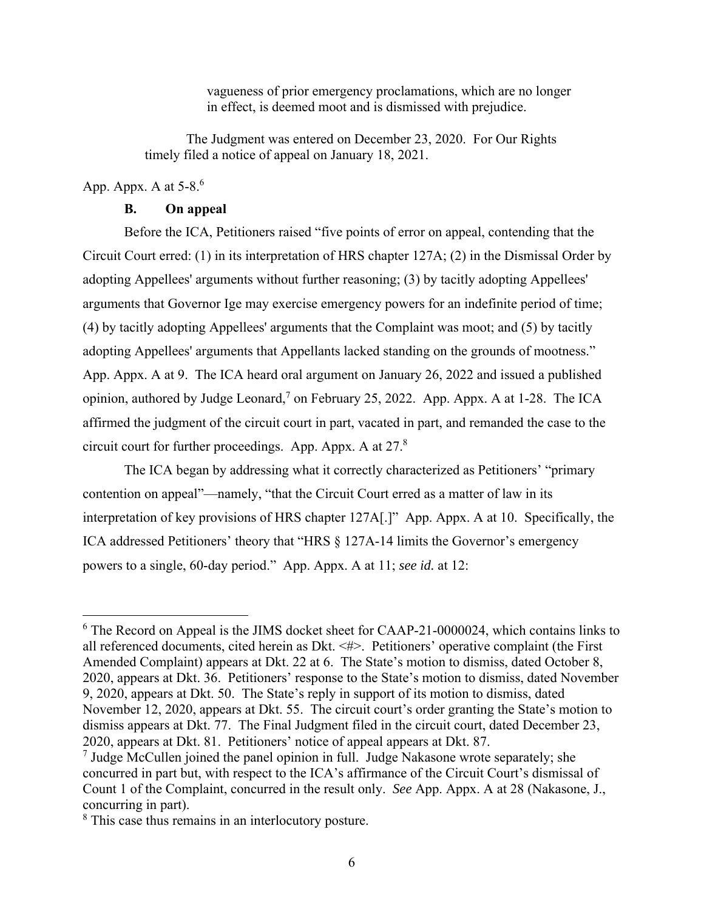> vagueness of prior emergency proclamations, which are no longer in effect, is deemed moot and is dismissed with prejudice.
>
> The Judgment was entered on December 23, 2020. For Our Rights timely filed a notice of appeal on January 18, 2021.

App. Appx. A at 5-8.[6]

### B. On appeal

Before the ICA, Petitioners raised "five points of error on appeal, contending that the Circuit Court erred: (1) in its interpretation of HRS chapter 127A; (2) in the Dismissal Order by adopting Appellees' arguments without further reasoning; (3) by tacitly adopting Appellees' arguments that Governor Ige may exercise emergency powers for an indefinite period of time; (4) by tacitly adopting Appellees' arguments that the Complaint was moot; and (5) by tacitly adopting Appellees' arguments that Appellants lacked standing on the grounds of mootness." App. Appx. A at 9. The ICA heard oral argument on January 26, 2022 and issued a published opinion, authored by Judge Leonard,[7] on February 25, 2022. App. Appx. A at 1-28. The ICA affirmed the judgment of the circuit court in part, vacated in part, and remanded the case to the circuit court for further proceedings. App. Appx. A at 27.[8]

The ICA began by addressing what it correctly characterized as Petitioners' "primary contention on appeal"—namely, "that the Circuit Court erred as a matter of law in its interpretation of key provisions of HRS chapter 127A[.]" App. Appx. A at 10. Specifically, the ICA addressed Petitioners' theory that "HRS § 127A-14 limits the Governor's emergency powers to a single, 60-day period." App. Appx. A at 11; *see id.* at 12:

---

[6] The Record on Appeal is the JIMS docket sheet for CAAP-21-0000024, which contains links to all referenced documents, cited herein as Dkt. <#>. Petitioners' operative complaint (the First Amended Complaint) appears at Dkt. 22 at 6. The State's motion to dismiss, dated October 8, 2020, appears at Dkt. 36. Petitioners' response to the State's motion to dismiss, dated November 9, 2020, appears at Dkt. 50. The State's reply in support of its motion to dismiss, dated November 12, 2020, appears at Dkt. 55. The circuit court's order granting the State's motion to dismiss appears at Dkt. 77. The Final Judgment filed in the circuit court, dated December 23, 2020, appears at Dkt. 81. Petitioners' notice of appeal appears at Dkt. 87.

[7] Judge McCullen joined the panel opinion in full. Judge Nakasone wrote separately; she concurred in part but, with respect to the ICA's affirmance of the Circuit Court's dismissal of Count 1 of the Complaint, concurred in the result only. *See* App. Appx. A at 28 (Nakasone, J., concurring in part).

[8] This case thus remains in an interlocutory posture.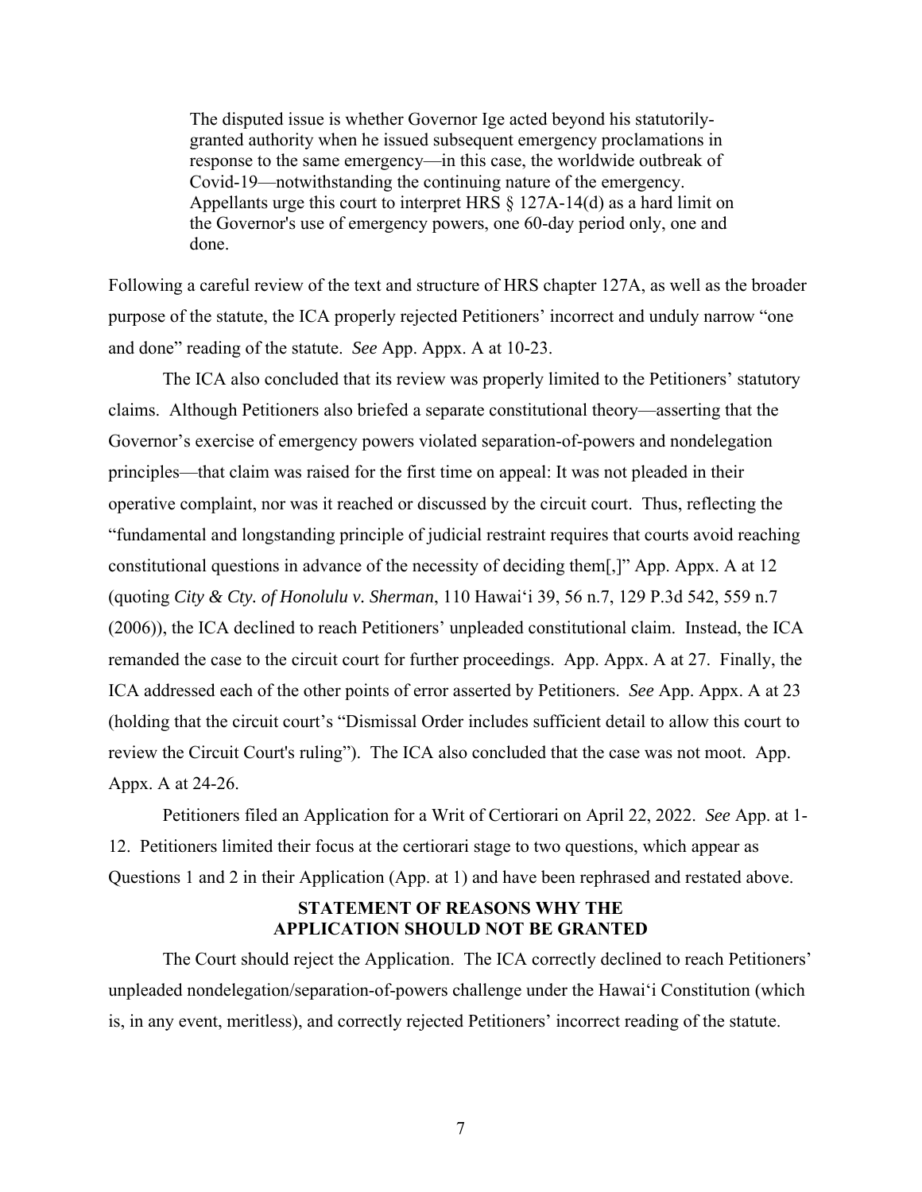> The disputed issue is whether Governor Ige acted beyond his statutorily-granted authority when he issued subsequent emergency proclamations in response to the same emergency—in this case, the worldwide outbreak of Covid-19—notwithstanding the continuing nature of the emergency. Appellants urge this court to interpret HRS § 127A-14(d) as a hard limit on the Governor's use of emergency powers, one 60-day period only, one and done.

Following a careful review of the text and structure of HRS chapter 127A, as well as the broader purpose of the statute, the ICA properly rejected Petitioners' incorrect and unduly narrow "one and done" reading of the statute. *See* App. Appx. A at 10-23.

The ICA also concluded that its review was properly limited to the Petitioners' statutory claims. Although Petitioners also briefed a separate constitutional theory—asserting that the Governor's exercise of emergency powers violated separation-of-powers and nondelegation principles—that claim was raised for the first time on appeal: It was not pleaded in their operative complaint, nor was it reached or discussed by the circuit court. Thus, reflecting the "fundamental and longstanding principle of judicial restraint requires that courts avoid reaching constitutional questions in advance of the necessity of deciding them[,]" App. Appx. A at 12 (quoting *City & Cty. of Honolulu v. Sherman*, 110 Hawaiʻi 39, 56 n.7, 129 P.3d 542, 559 n.7 (2006)), the ICA declined to reach Petitioners' unpleaded constitutional claim. Instead, the ICA remanded the case to the circuit court for further proceedings. App. Appx. A at 27. Finally, the ICA addressed each of the other points of error asserted by Petitioners. *See* App. Appx. A at 23 (holding that the circuit court's "Dismissal Order includes sufficient detail to allow this court to review the Circuit Court's ruling"). The ICA also concluded that the case was not moot. App. Appx. A at 24-26.

Petitioners filed an Application for a Writ of Certiorari on April 22, 2022. *See* App. at 1-12. Petitioners limited their focus at the certiorari stage to two questions, which appear as Questions 1 and 2 in their Application (App. at 1) and have been rephrased and restated above.

## STATEMENT OF REASONS WHY THE APPLICATION SHOULD NOT BE GRANTED

The Court should reject the Application. The ICA correctly declined to reach Petitioners' unpleaded nondelegation/separation-of-powers challenge under the Hawaiʻi Constitution (which is, in any event, meritless), and correctly rejected Petitioners' incorrect reading of the statute.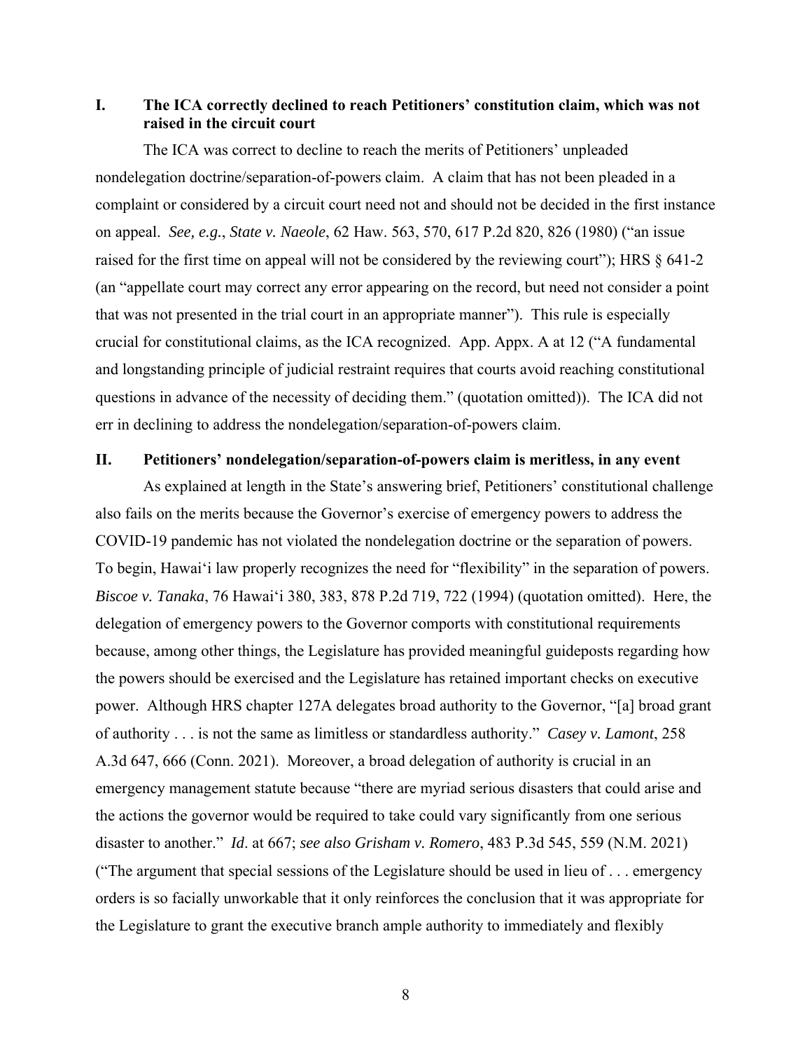## I. The ICA correctly declined to reach Petitioners' constitution claim, which was not raised in the circuit court

The ICA was correct to decline to reach the merits of Petitioners' unpleaded nondelegation doctrine/separation-of-powers claim. A claim that has not been pleaded in a complaint or considered by a circuit court need not and should not be decided in the first instance on appeal. *See, e.g.*, *State v. Naeole*, 62 Haw. 563, 570, 617 P.2d 820, 826 (1980) ("an issue raised for the first time on appeal will not be considered by the reviewing court"); HRS § 641-2 (an "appellate court may correct any error appearing on the record, but need not consider a point that was not presented in the trial court in an appropriate manner"). This rule is especially crucial for constitutional claims, as the ICA recognized. App. Appx. A at 12 ("A fundamental and longstanding principle of judicial restraint requires that courts avoid reaching constitutional questions in advance of the necessity of deciding them." (quotation omitted)). The ICA did not err in declining to address the nondelegation/separation-of-powers claim.

## II. Petitioners' nondelegation/separation-of-powers claim is meritless, in any event

As explained at length in the State's answering brief, Petitioners' constitutional challenge also fails on the merits because the Governor's exercise of emergency powers to address the COVID-19 pandemic has not violated the nondelegation doctrine or the separation of powers. To begin, Hawai'i law properly recognizes the need for "flexibility" in the separation of powers. *Biscoe v. Tanaka*, 76 Hawai'i 380, 383, 878 P.2d 719, 722 (1994) (quotation omitted). Here, the delegation of emergency powers to the Governor comports with constitutional requirements because, among other things, the Legislature has provided meaningful guideposts regarding how the powers should be exercised and the Legislature has retained important checks on executive power. Although HRS chapter 127A delegates broad authority to the Governor, "[a] broad grant of authority . . . is not the same as limitless or standardless authority." *Casey v. Lamont*, 258 A.3d 647, 666 (Conn. 2021). Moreover, a broad delegation of authority is crucial in an emergency management statute because "there are myriad serious disasters that could arise and the actions the governor would be required to take could vary significantly from one serious disaster to another." *Id*. at 667; *see also Grisham v. Romero*, 483 P.3d 545, 559 (N.M. 2021) ("The argument that special sessions of the Legislature should be used in lieu of . . . emergency orders is so facially unworkable that it only reinforces the conclusion that it was appropriate for the Legislature to grant the executive branch ample authority to immediately and flexibly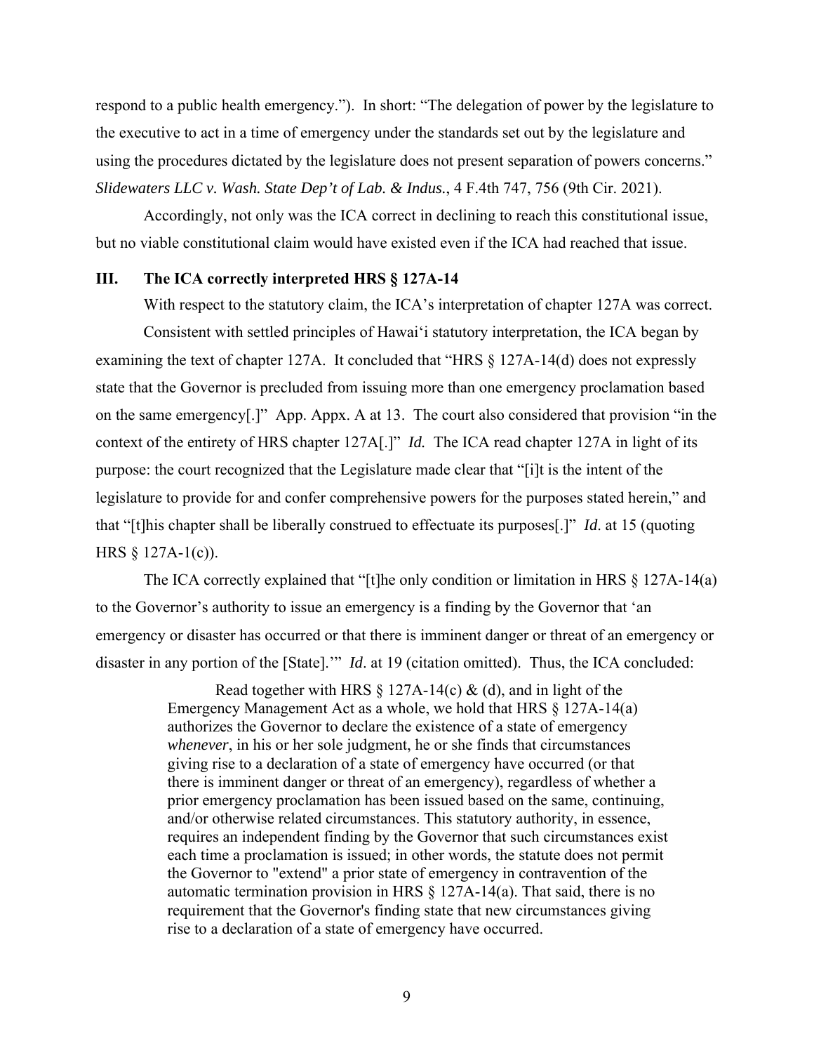respond to a public health emergency."). In short: "The delegation of power by the legislature to the executive to act in a time of emergency under the standards set out by the legislature and using the procedures dictated by the legislature does not present separation of powers concerns." *Slidewaters LLC v. Wash. State Dep't of Lab. & Indus.*, 4 F.4th 747, 756 (9th Cir. 2021).

Accordingly, not only was the ICA correct in declining to reach this constitutional issue, but no viable constitutional claim would have existed even if the ICA had reached that issue.

## III. The ICA correctly interpreted HRS § 127A-14

With respect to the statutory claim, the ICA's interpretation of chapter 127A was correct.

Consistent with settled principles of Hawaiʻi statutory interpretation, the ICA began by examining the text of chapter 127A. It concluded that "HRS § 127A-14(d) does not expressly state that the Governor is precluded from issuing more than one emergency proclamation based on the same emergency[.]" App. Appx. A at 13. The court also considered that provision "in the context of the entirety of HRS chapter 127A[.]" *Id.* The ICA read chapter 127A in light of its purpose: the court recognized that the Legislature made clear that "[i]t is the intent of the legislature to provide for and confer comprehensive powers for the purposes stated herein," and that "[t]his chapter shall be liberally construed to effectuate its purposes[.]" *Id*. at 15 (quoting HRS § 127A-1(c)).

The ICA correctly explained that "[t]he only condition or limitation in HRS § 127A-14(a) to the Governor's authority to issue an emergency is a finding by the Governor that 'an emergency or disaster has occurred or that there is imminent danger or threat of an emergency or disaster in any portion of the [State].'" *Id*. at 19 (citation omitted). Thus, the ICA concluded:

> Read together with HRS § 127A-14(c) & (d), and in light of the Emergency Management Act as a whole, we hold that HRS § 127A-14(a) authorizes the Governor to declare the existence of a state of emergency *whenever*, in his or her sole judgment, he or she finds that circumstances giving rise to a declaration of a state of emergency have occurred (or that there is imminent danger or threat of an emergency), regardless of whether a prior emergency proclamation has been issued based on the same, continuing, and/or otherwise related circumstances. This statutory authority, in essence, requires an independent finding by the Governor that such circumstances exist each time a proclamation is issued; in other words, the statute does not permit the Governor to "extend" a prior state of emergency in contravention of the automatic termination provision in HRS § 127A-14(a). That said, there is no requirement that the Governor's finding state that new circumstances giving rise to a declaration of a state of emergency have occurred.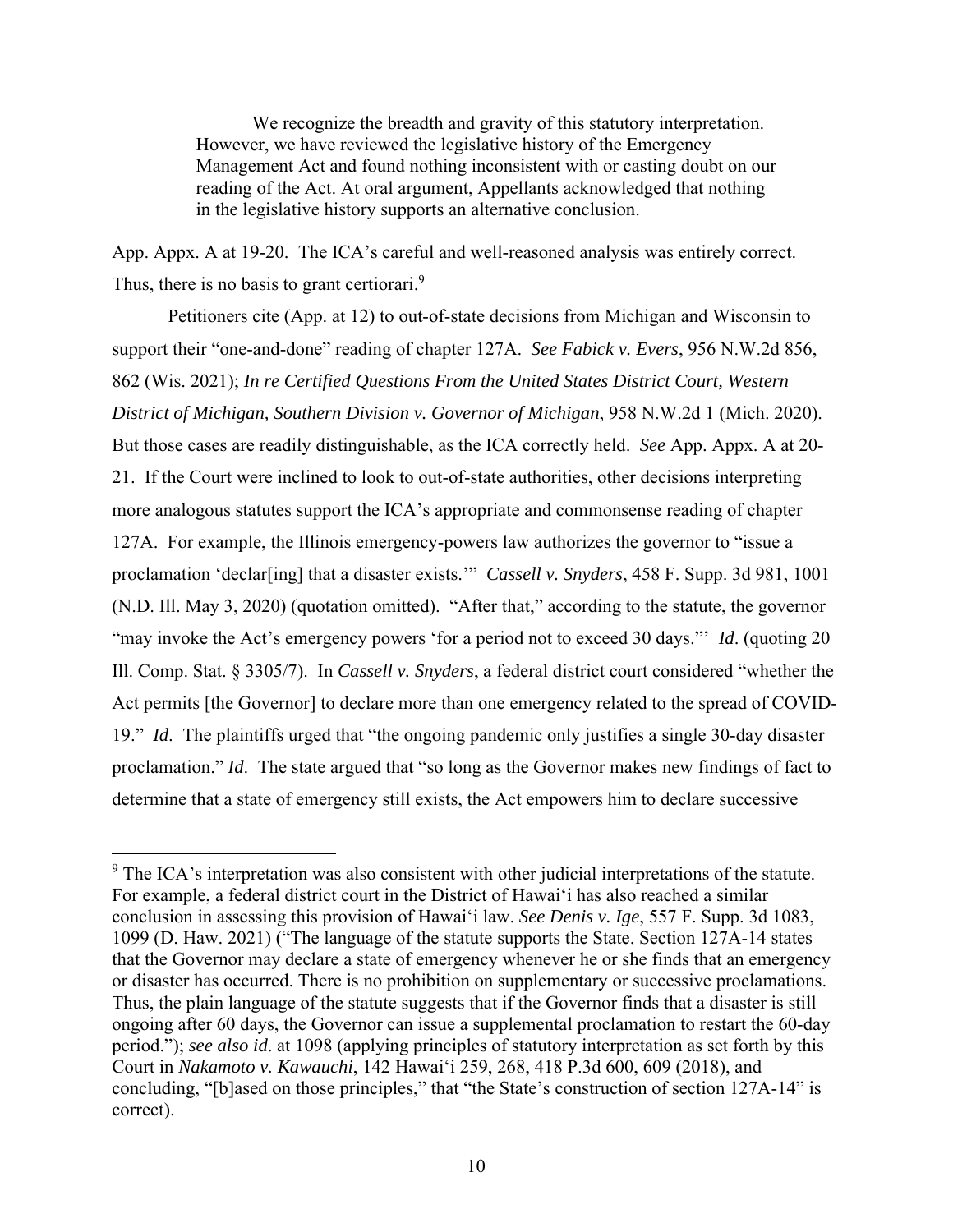> We recognize the breadth and gravity of this statutory interpretation. However, we have reviewed the legislative history of the Emergency Management Act and found nothing inconsistent with or casting doubt on our reading of the Act. At oral argument, Appellants acknowledged that nothing in the legislative history supports an alternative conclusion.

App. Appx. A at 19-20. The ICA's careful and well-reasoned analysis was entirely correct. Thus, there is no basis to grant certiorari.[9]

Petitioners cite (App. at 12) to out-of-state decisions from Michigan and Wisconsin to support their "one-and-done" reading of chapter 127A. *See Fabick v. Evers*, 956 N.W.2d 856, 862 (Wis. 2021); *In re Certified Questions From the United States District Court, Western District of Michigan, Southern Division v. Governor of Michigan*, 958 N.W.2d 1 (Mich. 2020). But those cases are readily distinguishable, as the ICA correctly held. *See* App. Appx. A at 20-21. If the Court were inclined to look to out-of-state authorities, other decisions interpreting more analogous statutes support the ICA's appropriate and commonsense reading of chapter 127A. For example, the Illinois emergency-powers law authorizes the governor to "issue a proclamation 'declar[ing] that a disaster exists.'" *Cassell v. Snyders*, 458 F. Supp. 3d 981, 1001 (N.D. Ill. May 3, 2020) (quotation omitted). "After that," according to the statute, the governor "may invoke the Act's emergency powers 'for a period not to exceed 30 days."' *Id*. (quoting 20 Ill. Comp. Stat. § 3305/7). In *Cassell v. Snyders*, a federal district court considered "whether the Act permits [the Governor] to declare more than one emergency related to the spread of COVID-19." *Id*. The plaintiffs urged that "the ongoing pandemic only justifies a single 30-day disaster proclamation." *Id*. The state argued that "so long as the Governor makes new findings of fact to determine that a state of emergency still exists, the Act empowers him to declare successive

---

[9] The ICA's interpretation was also consistent with other judicial interpretations of the statute. For example, a federal district court in the District of Hawaiʻi has also reached a similar conclusion in assessing this provision of Hawaiʻi law. *See Denis v. Ige*, 557 F. Supp. 3d 1083, 1099 (D. Haw. 2021) ("The language of the statute supports the State. Section 127A-14 states that the Governor may declare a state of emergency whenever he or she finds that an emergency or disaster has occurred. There is no prohibition on supplementary or successive proclamations. Thus, the plain language of the statute suggests that if the Governor finds that a disaster is still ongoing after 60 days, the Governor can issue a supplemental proclamation to restart the 60-day period."); *see also id*. at 1098 (applying principles of statutory interpretation as set forth by this Court in *Nakamoto v. Kawauchi*, 142 Hawaiʻi 259, 268, 418 P.3d 600, 609 (2018), and concluding, "[b]ased on those principles," that "the State's construction of section 127A-14" is correct).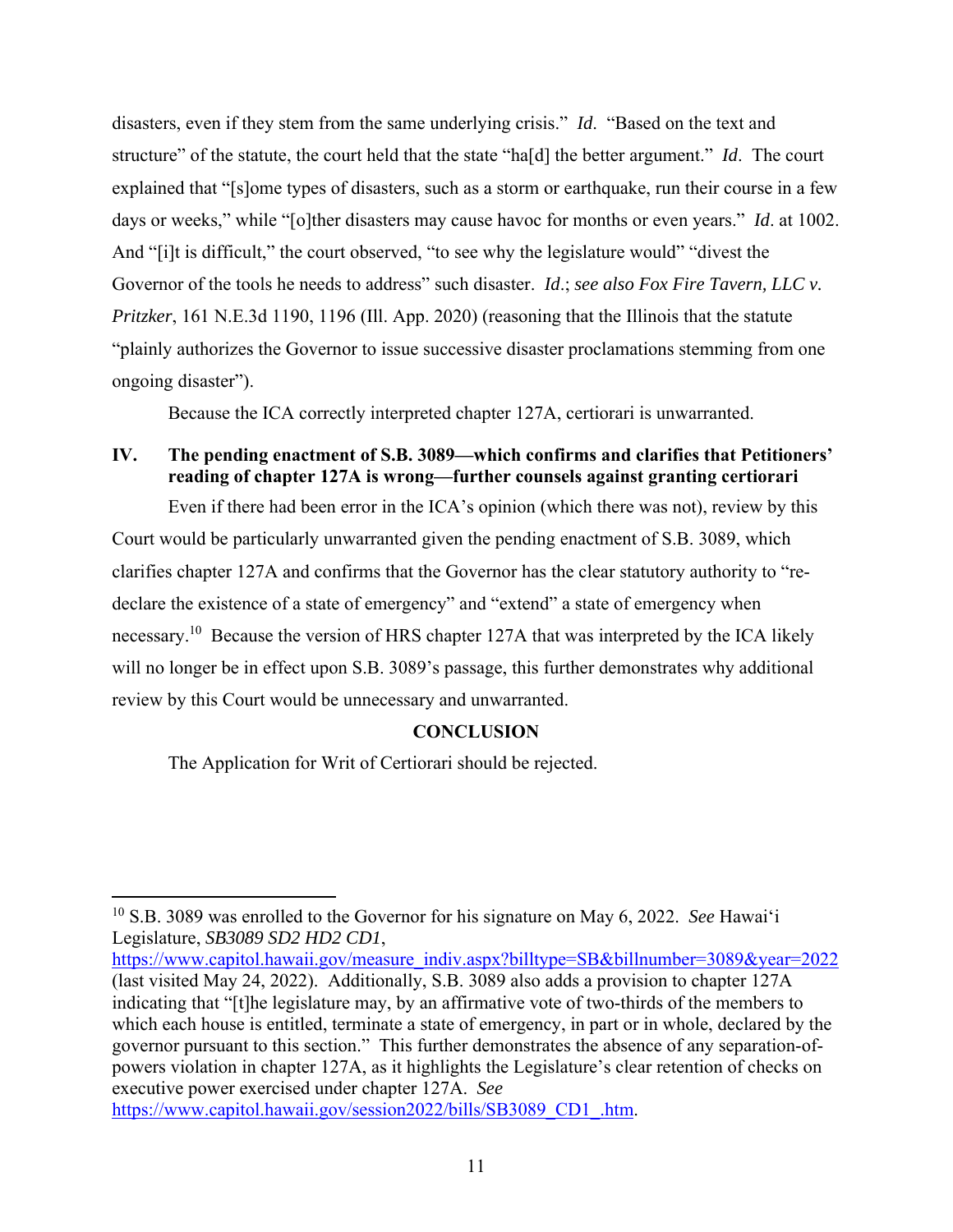disasters, even if they stem from the same underlying crisis." *Id*. "Based on the text and structure" of the statute, the court held that the state "ha[d] the better argument." *Id*. The court explained that "[s]ome types of disasters, such as a storm or earthquake, run their course in a few days or weeks," while "[o]ther disasters may cause havoc for months or even years." *Id*. at 1002. And "[i]t is difficult," the court observed, "to see why the legislature would" "divest the Governor of the tools he needs to address" such disaster. *Id*.; *see also Fox Fire Tavern, LLC v. Pritzker*, 161 N.E.3d 1190, 1196 (Ill. App. 2020) (reasoning that the Illinois that the statute "plainly authorizes the Governor to issue successive disaster proclamations stemming from one ongoing disaster").

Because the ICA correctly interpreted chapter 127A, certiorari is unwarranted.

## IV. The pending enactment of S.B. 3089—which confirms and clarifies that Petitioners' reading of chapter 127A is wrong—further counsels against granting certiorari

Even if there had been error in the ICA's opinion (which there was not), review by this Court would be particularly unwarranted given the pending enactment of S.B. 3089, which clarifies chapter 127A and confirms that the Governor has the clear statutory authority to "re-declare the existence of a state of emergency" and "extend" a state of emergency when necessary.[10] Because the version of HRS chapter 127A that was interpreted by the ICA likely will no longer be in effect upon S.B. 3089's passage, this further demonstrates why additional review by this Court would be unnecessary and unwarranted.

## CONCLUSION

The Application for Writ of Certiorari should be rejected.

---

[10] S.B. 3089 was enrolled to the Governor for his signature on May 6, 2022. *See* Hawai'i Legislature, *SB3089 SD2 HD2 CD1*, https://www.capitol.hawaii.gov/measure_indiv.aspx?billtype=SB&billnumber=3089&year=2022 (last visited May 24, 2022). Additionally, S.B. 3089 also adds a provision to chapter 127A indicating that "[t]he legislature may, by an affirmative vote of two-thirds of the members to which each house is entitled, terminate a state of emergency, in part or in whole, declared by the governor pursuant to this section." This further demonstrates the absence of any separation-of-powers violation in chapter 127A, as it highlights the Legislature's clear retention of checks on executive power exercised under chapter 127A. *See* https://www.capitol.hawaii.gov/session2022/bills/SB3089_CD1_.htm.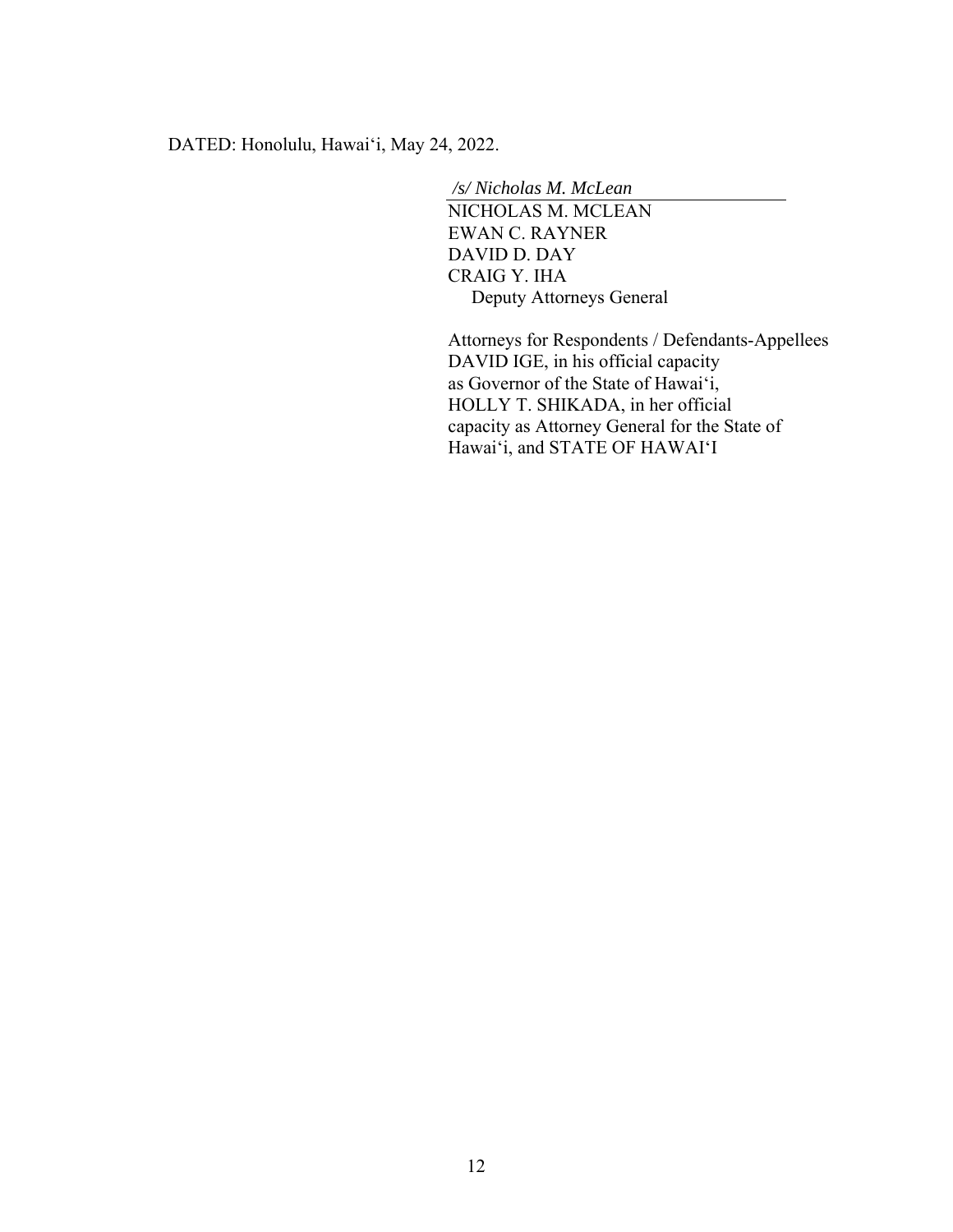DATED: Honolulu, Hawaiʻi, May 24, 2022.

*/s/ Nicholas M. McLean*

NICHOLAS M. MCLEAN
EWAN C. RAYNER
DAVID D. DAY
CRAIG Y. IHA
Deputy Attorneys General

Attorneys for Respondents / Defendants-Appellees DAVID IGE, in his official capacity as Governor of the State of Hawaiʻi, HOLLY T. SHIKADA, in her official capacity as Attorney General for the State of Hawaiʻi, and STATE OF HAWAIʻI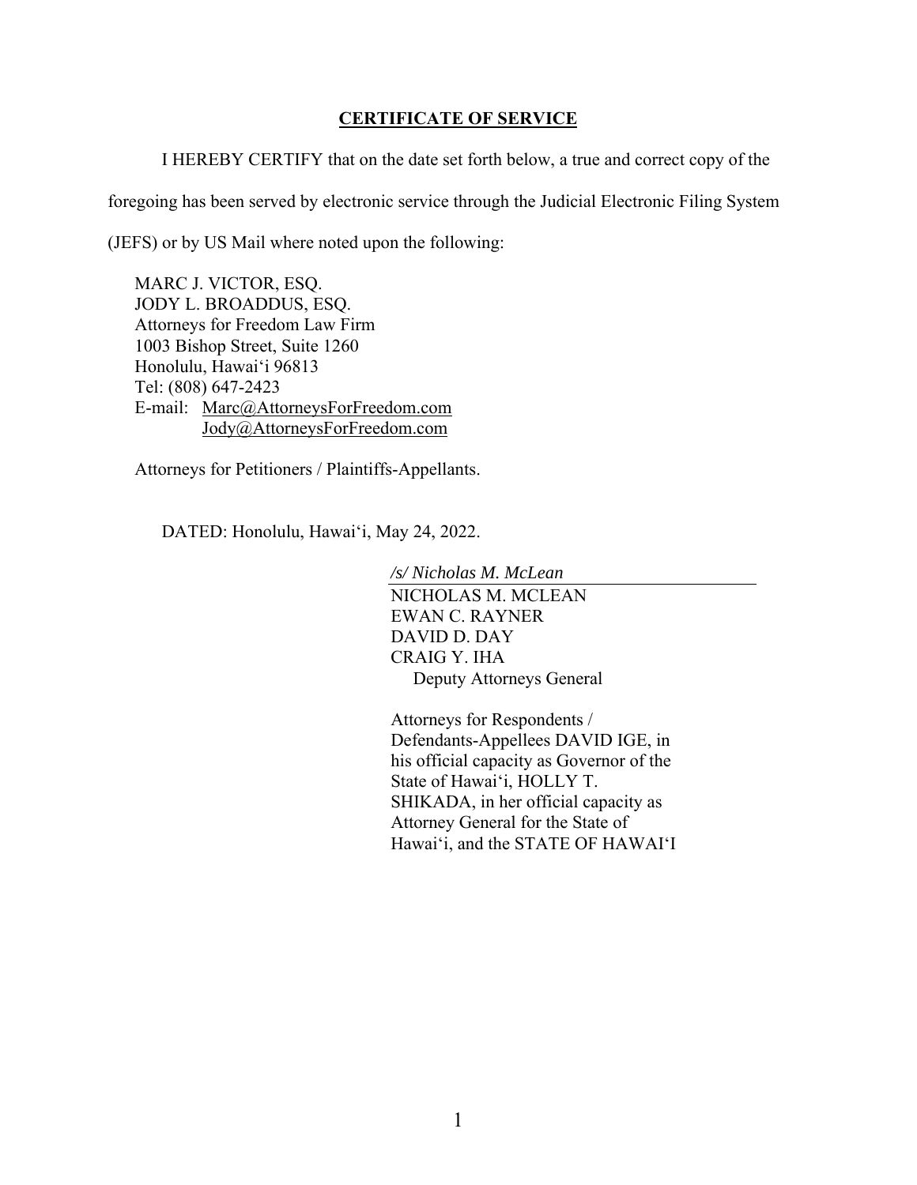## CERTIFICATE OF SERVICE

I HEREBY CERTIFY that on the date set forth below, a true and correct copy of the foregoing has been served by electronic service through the Judicial Electronic Filing System (JEFS) or by US Mail where noted upon the following:

MARC J. VICTOR, ESQ.
JODY L. BROADDUS, ESQ.
Attorneys for Freedom Law Firm
1003 Bishop Street, Suite 1260
Honolulu, Hawaiʻi 96813
Tel: (808) 647-2423
E-mail: Marc@AttorneysForFreedom.com
Jody@AttorneysForFreedom.com

Attorneys for Petitioners / Plaintiffs-Appellants.

DATED: Honolulu, Hawaiʻi, May 24, 2022.

*/s/ Nicholas M. McLean*
NICHOLAS M. MCLEAN
EWAN C. RAYNER
DAVID D. DAY
CRAIG Y. IHA
Deputy Attorneys General

Attorneys for Respondents / Defendants-Appellees DAVID IGE, in his official capacity as Governor of the State of Hawaiʻi, HOLLY T. SHIKADA, in her official capacity as Attorney General for the State of Hawaiʻi, and the STATE OF HAWAIʻI